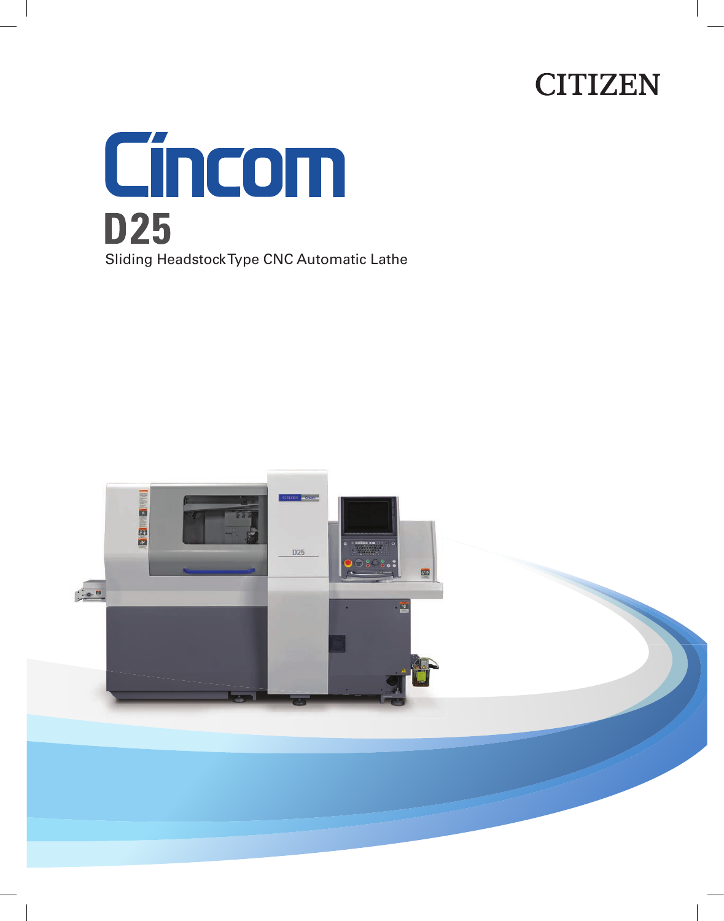CITIZEN

# Cincom

## D25

Sliding Headstock Type CNC Automatic Lathe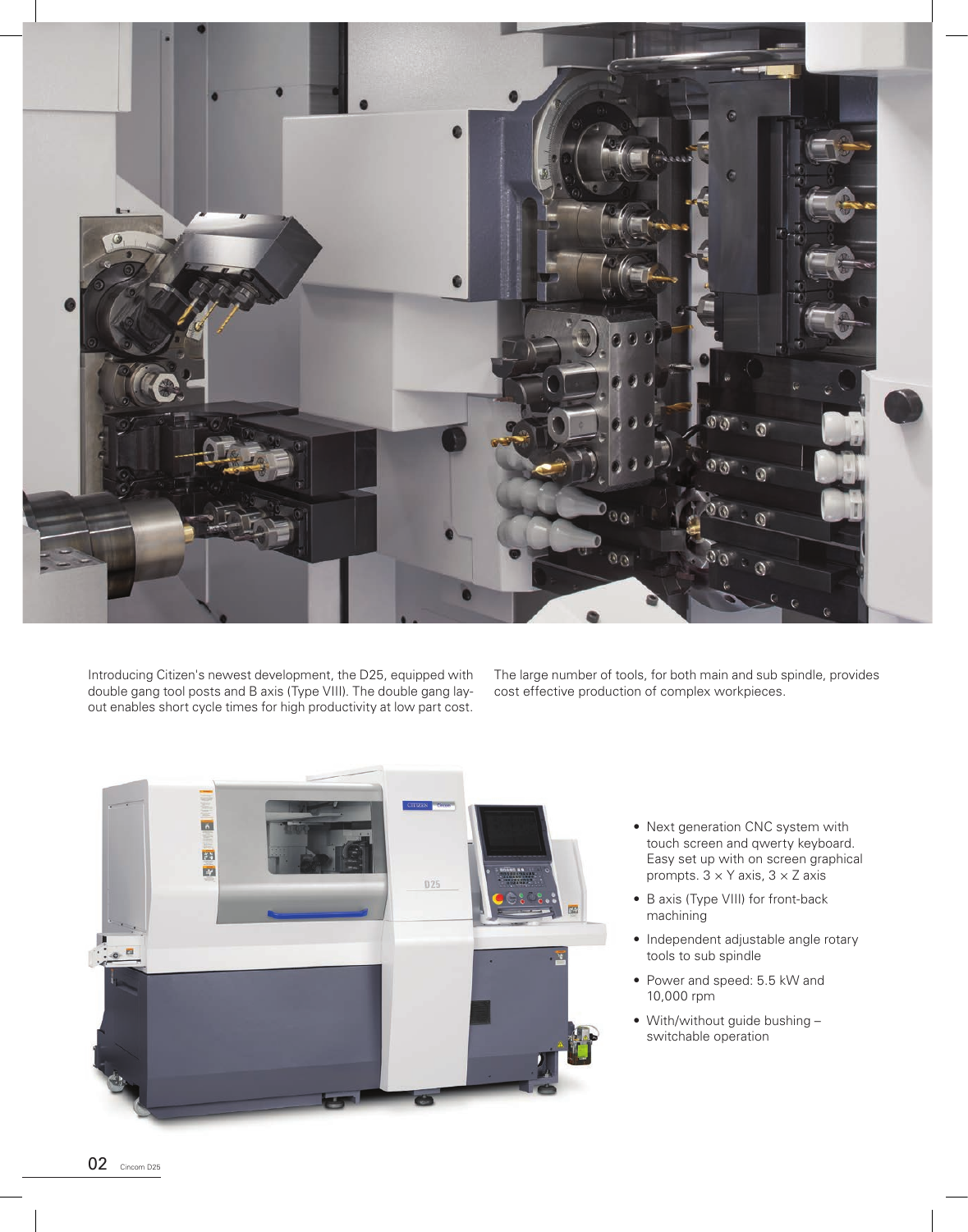Introducing Citizen's newest development, the D25, equipped with double gang tool posts and B axis (Type VIII). The double gang layout enables short cycle times for high productivity at low part cost.

The large number of tools, for both main and sub spindle, provides cost effective production of complex workpieces.

- Next generation CNC system with touch screen and qwerty keyboard. Easy set up with on screen graphical prompts. 3 × Y axis, 3 × Z axis
- B axis (Type VIII) for front-back machining
- Independent adjustable angle rotary tools to sub spindle
- Power and speed: 5.5 kW and 10,000 rpm
- With/without guide bushing – switchable operation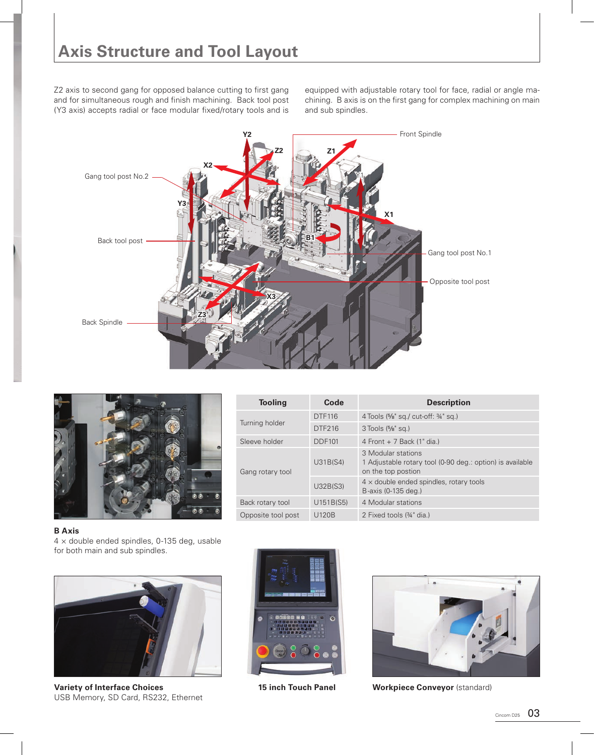## Axis Structure and Tool Layout

Z2 axis to second gang for opposed balance cutting to first gang and for simultaneous rough and finish machining. Back tool post (Y3 axis) accepts radial or face modular fixed/rotary tools and is equipped with adjustable rotary tool for face, radial or angle machining. B axis is on the first gang for complex machining on main and sub spindles.

| Tooling | Code | Description |
|---|---|---|
| Turning holder | DTF116 | 4 Tools (⅝" sq./ cut-off: ¾" sq.) |
| | DTF216 | 3 Tools (⅝" sq.) |
| Sleeve holder | DDF101 | 4 Front + 7 Back (1" dia.) |
| Gang rotary tool | U31B(S4) | 3 Modular stations<br>1 Adjustable rotary tool (0-90 deg.: option) is available on the top postion |
| | U32B(S3) | 4 × double ended spindles, rotary tools<br>B-axis (0-135 deg.) |
| Back rotary tool | U151B(S5) | 4 Modular stations |
| Opposite tool post | U120B | 2 Fixed tools (¾" dia.) |

**B Axis**
4 × double ended spindles, 0-135 deg, usable for both main and sub spindles.

**Variety of Interface Choices**
USB Memory, SD Card, RS232, Ethernet

**15 inch Touch Panel**

**Workpiece Conveyor** (standard)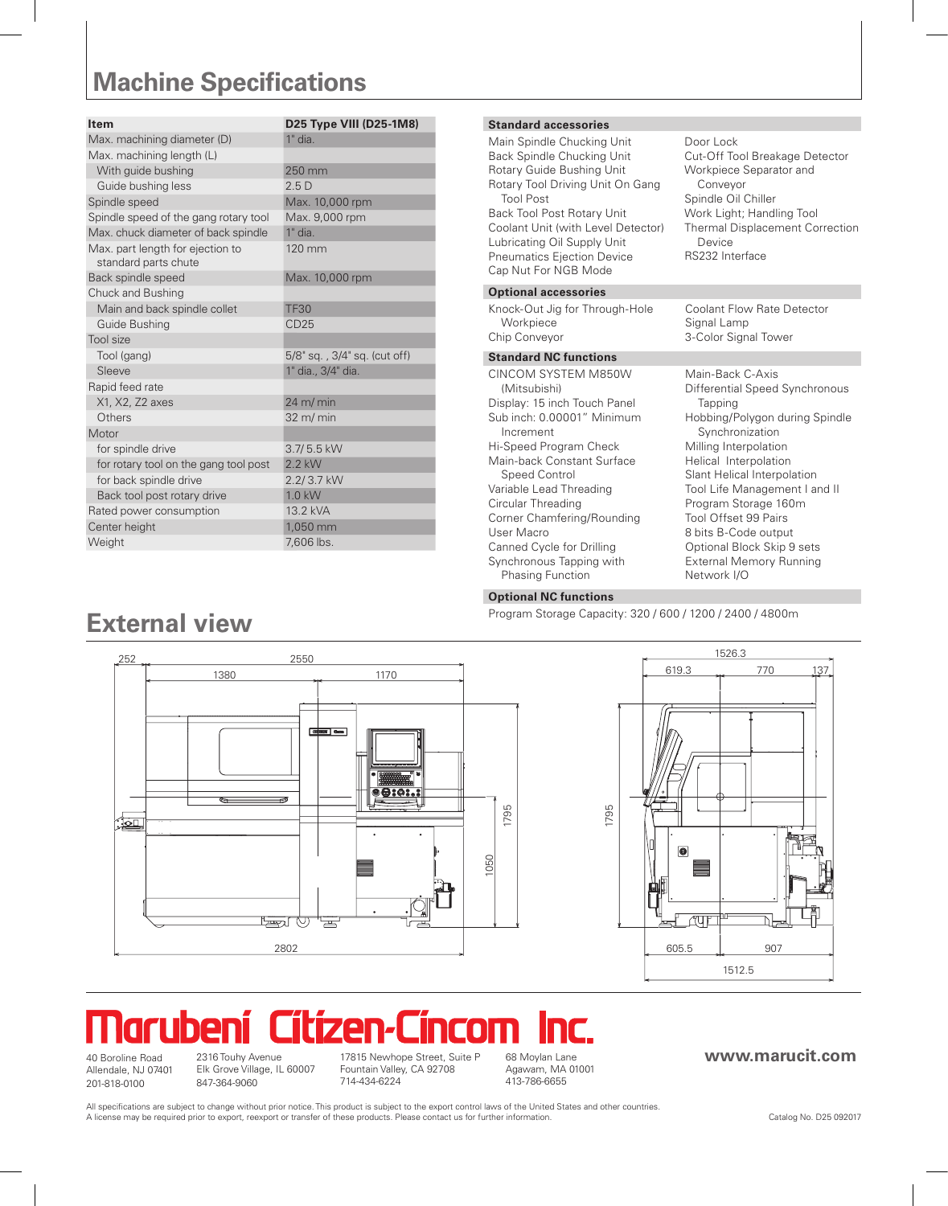## Machine Specifications

| Item | D25 Type VIII (D25-1M8) |
|---|---|
| Max. machining diameter (D) | 1" dia. |
| Max. machining length (L) | |
| With guide bushing | 250 mm |
| Guide bushing less | 2.5 D |
| Spindle speed | Max. 10,000 rpm |
| Spindle speed of the gang rotary tool | Max. 9,000 rpm |
| Max. chuck diameter of back spindle | 1" dia. |
| Max. part length for ejection to standard parts chute | 120 mm |
| Back spindle speed | Max. 10,000 rpm |
| Chuck and Bushing | |
| Main and back spindle collet | TF30 |
| Guide Bushing | CD25 |
| Tool size | |
| Tool (gang) | 5/8" sq. , 3/4" sq. (cut off) |
| Sleeve | 1" dia., 3/4" dia. |
| Rapid feed rate | |
| X1, X2, Z2 axes | 24 m/ min |
| Others | 32 m/ min |
| Motor | |
| for spindle drive | 3.7/ 5.5 kW |
| for rotary tool on the gang tool post | 2.2 kW |
| for back spindle drive | 2.2/ 3.7 kW |
| Back tool post rotary drive | 1.0 kW |
| Rated power consumption | 13.2 kVA |
| Center height | 1,050 mm |
| Weight | 7,606 lbs. |

### Standard accessories

- Main Spindle Chucking Unit
- Back Spindle Chucking Unit
- Rotary Guide Bushing Unit
- Rotary Tool Driving Unit On Gang Tool Post
- Back Tool Post Rotary Unit
- Coolant Unit (with Level Detector)
- Lubricating Oil Supply Unit
- Pneumatics Ejection Device
- Cap Nut For NGB Mode
- Door Lock
- Cut-Off Tool Breakage Detector
- Workpiece Separator and Conveyor
- Spindle Oil Chiller
- Work Light; Handling Tool
- Thermal Displacement Correction Device
- RS232 Interface

### Optional accessories

- Knock-Out Jig for Through-Hole Workpiece
- Chip Conveyor
- Coolant Flow Rate Detector
- Signal Lamp
- 3-Color Signal Tower

### Standard NC functions

- CINCOM SYSTEM M850W (Mitsubishi)
- Display: 15 inch Touch Panel
- Sub inch: 0.00001" Minimum Increment
- Hi-Speed Program Check
- Main-back Constant Surface Speed Control
- Variable Lead Threading
- Circular Threading
- Corner Chamfering/Rounding
- User Macro
- Canned Cycle for Drilling
- Synchronous Tapping with Phasing Function
- Main-Back C-Axis
- Differential Speed Synchronous Tapping
- Hobbing/Polygon during Spindle Synchronization
- Milling Interpolation
- Helical Interpolation
- Slant Helical Interpolation
- Tool Life Management I and II
- Program Storage 160m
- Tool Offset 99 Pairs
- 8 bits B-Code output
- Optional Block Skip 9 sets
- External Memory Running
- Network I/O

### Optional NC functions

Program Storage Capacity: 320 / 600 / 1200 / 2400 / 4800m

## External view

252
2550
1380
1170
1795
1050
2802

1526.3
619.3
770
137
1795
605.5
907
1512.5

# Marubeni Citizen-Cincom Inc.

40 Boroline Road
Allendale, NJ 07401
201-818-0100

2316 Touhy Avenue
Elk Grove Village, IL 60007
847-364-9060

17815 Newhope Street, Suite P
Fountain Valley, CA 92708
714-434-6224

68 Moylan Lane
Agawam, MA 01001
413-786-6655

**www.marucit.com**

All specifications are subject to change without prior notice. This product is subject to the export control laws of the United States and other countries. A license may be required prior to export, reexport or transfer of these products. Please contact us for further information.

Catalog No. D25 092017